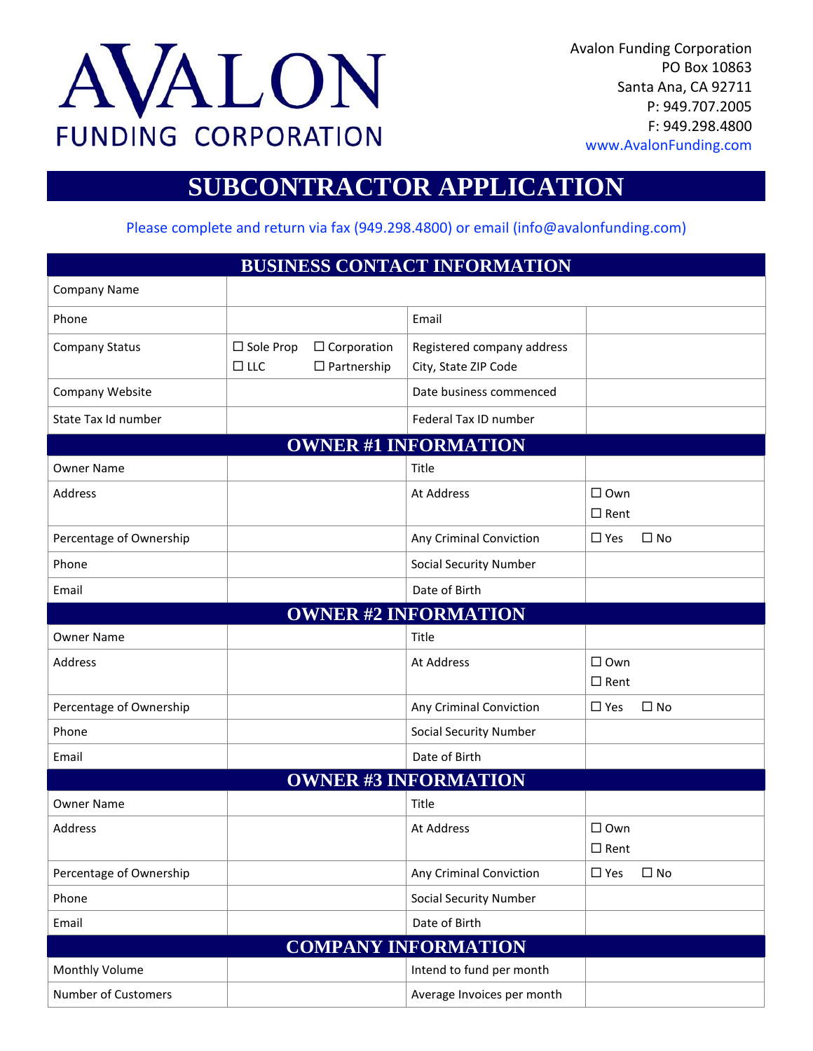# AVALON FUNDING CORPORATION

Avalon Funding Corporation
PO Box 10863
Santa Ana, CA 92711
P: 949.707.2005
F: 949.298.4800
www.AvalonFunding.com

# SUBCONTRACTOR APPLICATION

Please complete and return via fax (949.298.4800) or email (info@avalonfunding.com)

## BUSINESS CONTACT INFORMATION

| | | | |
|---|---|---|---|
| Company Name | | | |
| Phone | | Email | |
| Company Status | ☐ Sole Prop ☐ Corporation ☐ LLC ☐ Partnership | Registered company address City, State ZIP Code | |
| Company Website | | Date business commenced | |
| State Tax Id number | | Federal Tax ID number | |

## OWNER #1 INFORMATION

| | | | |
|---|---|---|---|
| Owner Name | | Title | |
| Address | | At Address | ☐ Own ☐ Rent |
| Percentage of Ownership | | Any Criminal Conviction | ☐ Yes ☐ No |
| Phone | | Social Security Number | |
| Email | | Date of Birth | |

## OWNER #2 INFORMATION

| | | | |
|---|---|---|---|
| Owner Name | | Title | |
| Address | | At Address | ☐ Own ☐ Rent |
| Percentage of Ownership | | Any Criminal Conviction | ☐ Yes ☐ No |
| Phone | | Social Security Number | |
| Email | | Date of Birth | |

## OWNER #3 INFORMATION

| | | | |
|---|---|---|---|
| Owner Name | | Title | |
| Address | | At Address | ☐ Own ☐ Rent |
| Percentage of Ownership | | Any Criminal Conviction | ☐ Yes ☐ No |
| Phone | | Social Security Number | |
| Email | | Date of Birth | |

## COMPANY INFORMATION

| | | | |
|---|---|---|---|
| Monthly Volume | | Intend to fund per month | |
| Number of Customers | | Average Invoices per month | |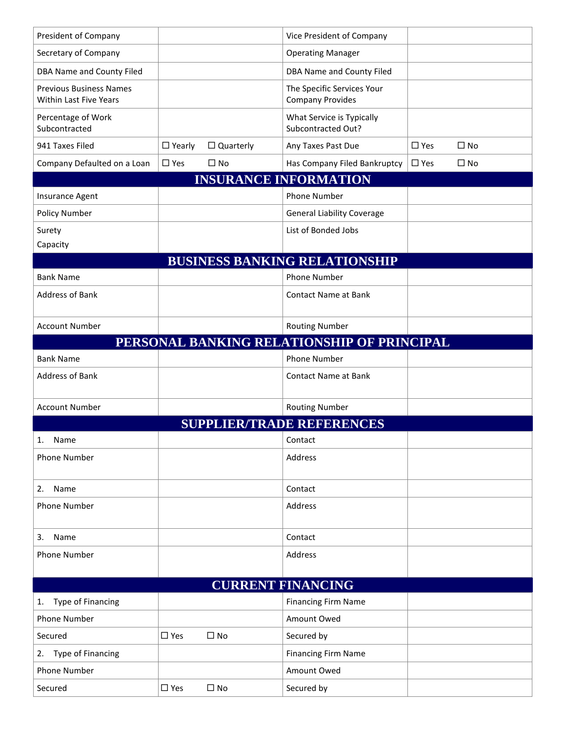| | | | |
|---|---|---|---|
| President of Company | | Vice President of Company | |
| Secretary of Company | | Operating Manager | |
| DBA Name and County Filed | | DBA Name and County Filed | |
| Previous Business Names Within Last Five Years | | The Specific Services Your Company Provides | |
| Percentage of Work Subcontracted | | What Service is Typically Subcontracted Out? | |
| 941 Taxes Filed | ☐ Yearly ☐ Quarterly | Any Taxes Past Due | ☐ Yes ☐ No |
| Company Defaulted on a Loan | ☐ Yes ☐ No | Has Company Filed Bankruptcy | ☐ Yes ☐ No |

## INSURANCE INFORMATION

| | | | |
|---|---|---|---|
| Insurance Agent | | Phone Number | |
| Policy Number | | General Liability Coverage | |
| Surety<br>Capacity | | List of Bonded Jobs | |

## BUSINESS BANKING RELATIONSHIP

| | | | |
|---|---|---|---|
| Bank Name | | Phone Number | |
| Address of Bank | | Contact Name at Bank | |
| Account Number | | Routing Number | |

## PERSONAL BANKING RELATIONSHIP OF PRINCIPAL

| | | | |
|---|---|---|---|
| Bank Name | | Phone Number | |
| Address of Bank | | Contact Name at Bank | |
| Account Number | | Routing Number | |

## SUPPLIER/TRADE REFERENCES

| | | | |
|---|---|---|---|
| 1. Name | | Contact | |
| Phone Number | | Address | |
| 2. Name | | Contact | |
| Phone Number | | Address | |
| 3. Name | | Contact | |
| Phone Number | | Address | |

## CURRENT FINANCING

| | | | |
|---|---|---|---|
| 1. Type of Financing | | Financing Firm Name | |
| Phone Number | | Amount Owed | |
| Secured | ☐ Yes ☐ No | Secured by | |
| 2. Type of Financing | | Financing Firm Name | |
| Phone Number | | Amount Owed | |
| Secured | ☐ Yes ☐ No | Secured by | |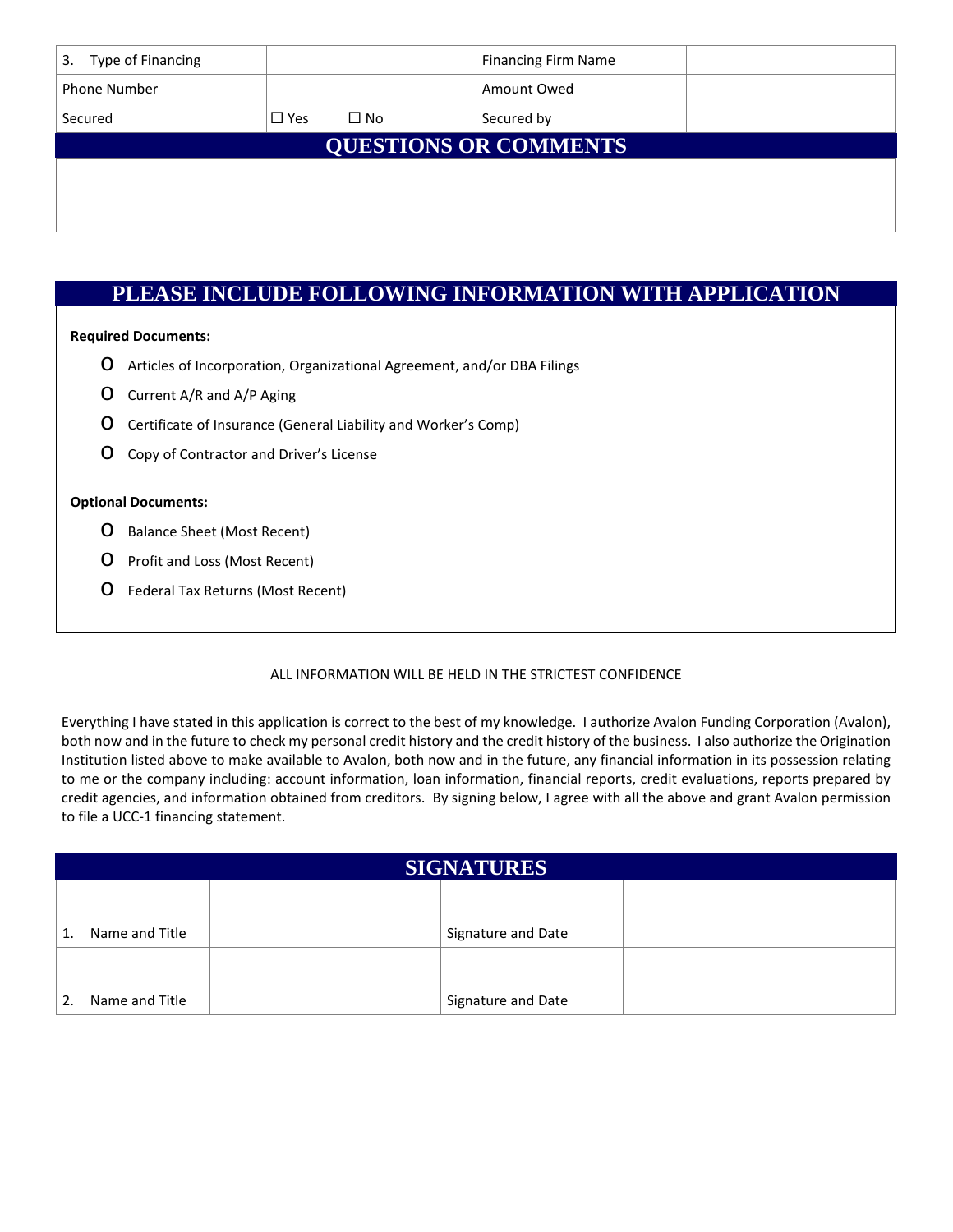| | | | |
|---|---|---|---|
| 3. Type of Financing | | Financing Firm Name | |
| Phone Number | | Amount Owed | |
| Secured | ☐ Yes ☐ No | Secured by | |

## QUESTIONS OR COMMENTS

## PLEASE INCLUDE FOLLOWING INFORMATION WITH APPLICATION

**Required Documents:**

- Articles of Incorporation, Organizational Agreement, and/or DBA Filings
- Current A/R and A/P Aging
- Certificate of Insurance (General Liability and Worker's Comp)
- Copy of Contractor and Driver's License

**Optional Documents:**

- Balance Sheet (Most Recent)
- Profit and Loss (Most Recent)
- Federal Tax Returns (Most Recent)

ALL INFORMATION WILL BE HELD IN THE STRICTEST CONFIDENCE

Everything I have stated in this application is correct to the best of my knowledge. I authorize Avalon Funding Corporation (Avalon), both now and in the future to check my personal credit history and the credit history of the business. I also authorize the Origination Institution listed above to make available to Avalon, both now and in the future, any financial information in its possession relating to me or the company including: account information, loan information, financial reports, credit evaluations, reports prepared by credit agencies, and information obtained from creditors. By signing below, I agree with all the above and grant Avalon permission to file a UCC-1 financing statement.

## SIGNATURES

| | | | |
|---|---|---|---|
| 1. Name and Title | | Signature and Date | |
| 2. Name and Title | | Signature and Date | |